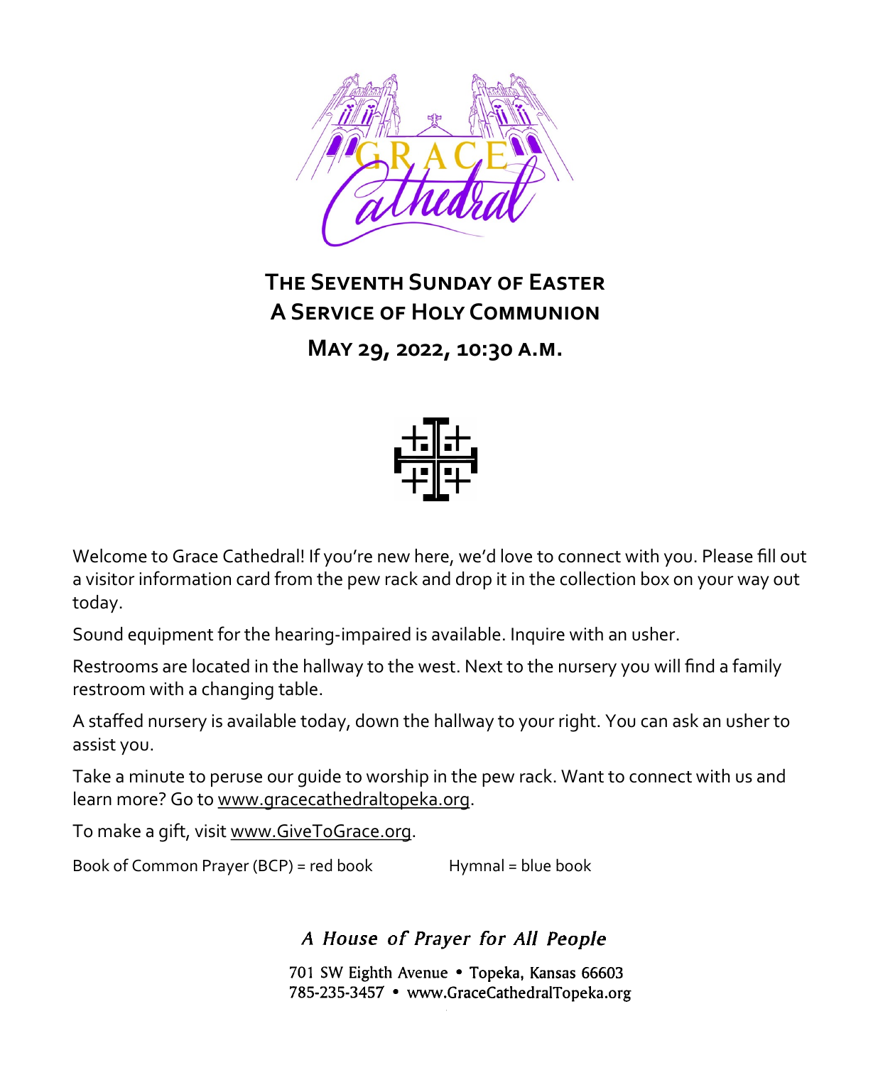# The Seventh Sunday of Easter
# A Service of Holy Communion

## May 29, 2022, 10:30 a.m.

Welcome to Grace Cathedral! If you're new here, we'd love to connect with you. Please fill out a visitor information card from the pew rack and drop it in the collection box on your way out today.

Sound equipment for the hearing-impaired is available. Inquire with an usher.

Restrooms are located in the hallway to the west. Next to the nursery you will find a family restroom with a changing table.

A staffed nursery is available today, down the hallway to your right. You can ask an usher to assist you.

Take a minute to peruse our guide to worship in the pew rack. Want to connect with us and learn more? Go to www.gracecathedraltopeka.org.

To make a gift, visit www.GiveToGrace.org.

Book of Common Prayer (BCP) = red book     Hymnal = blue book

*A House of Prayer for All People*

701 SW Eighth Avenue • Topeka, Kansas 66603
785-235-3457 • www.GraceCathedralTopeka.org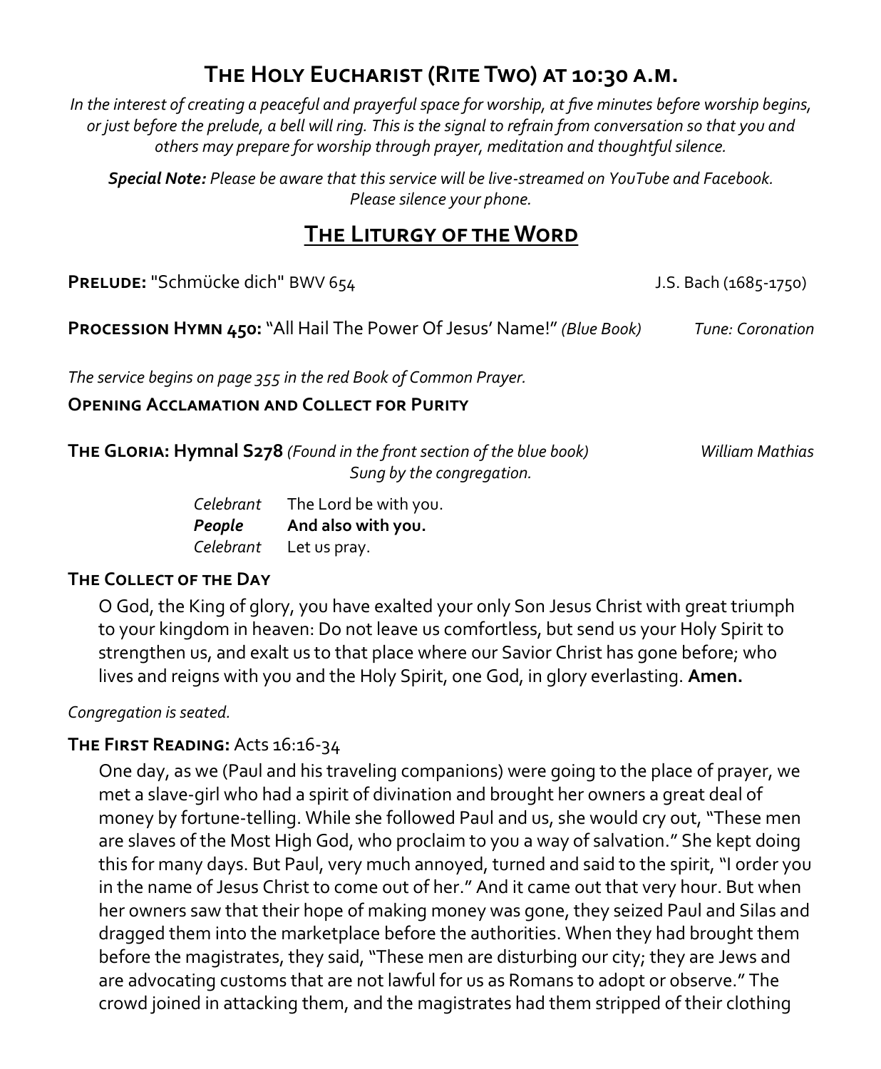# The Holy Eucharist (Rite Two) at 10:30 a.m.

*In the interest of creating a peaceful and prayerful space for worship, at five minutes before worship begins, or just before the prelude, a bell will ring. This is the signal to refrain from conversation so that you and others may prepare for worship through prayer, meditation and thoughtful silence.*

***Special Note:*** *Please be aware that this service will be live-streamed on YouTube and Facebook. Please silence your phone.*

## The Liturgy of the Word

**Prelude:** "Schmücke dich" BWV 654 — J.S. Bach (1685-1750)

**Procession Hymn 450:** "All Hail The Power Of Jesus' Name!" *(Blue Book)* — *Tune: Coronation*

*The service begins on page 355 in the red Book of Common Prayer.*

**Opening Acclamation and Collect for Purity**

**The Gloria: Hymnal S278** *(Found in the front section of the blue book)* — *William Mathias*
*Sung by the congregation.*

*Celebrant* The Lord be with you.
***People*** **And also with you.**
*Celebrant* Let us pray.

**The Collect of the Day**

O God, the King of glory, you have exalted your only Son Jesus Christ with great triumph to your kingdom in heaven: Do not leave us comfortless, but send us your Holy Spirit to strengthen us, and exalt us to that place where our Savior Christ has gone before; who lives and reigns with you and the Holy Spirit, one God, in glory everlasting. **Amen.**

*Congregation is seated.*

**The First Reading:** Acts 16:16-34

One day, as we (Paul and his traveling companions) were going to the place of prayer, we met a slave-girl who had a spirit of divination and brought her owners a great deal of money by fortune-telling. While she followed Paul and us, she would cry out, "These men are slaves of the Most High God, who proclaim to you a way of salvation." She kept doing this for many days. But Paul, very much annoyed, turned and said to the spirit, "I order you in the name of Jesus Christ to come out of her." And it came out that very hour. But when her owners saw that their hope of making money was gone, they seized Paul and Silas and dragged them into the marketplace before the authorities. When they had brought them before the magistrates, they said, "These men are disturbing our city; they are Jews and are advocating customs that are not lawful for us as Romans to adopt or observe." The crowd joined in attacking them, and the magistrates had them stripped of their clothing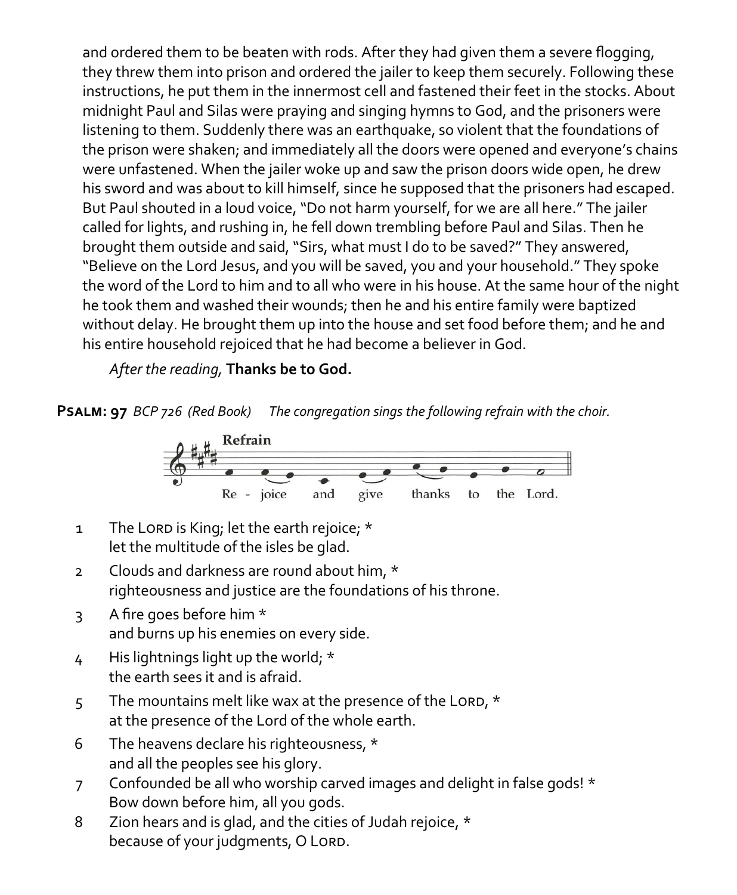and ordered them to be beaten with rods. After they had given them a severe flogging, they threw them into prison and ordered the jailer to keep them securely. Following these instructions, he put them in the innermost cell and fastened their feet in the stocks. About midnight Paul and Silas were praying and singing hymns to God, and the prisoners were listening to them. Suddenly there was an earthquake, so violent that the foundations of the prison were shaken; and immediately all the doors were opened and everyone's chains were unfastened. When the jailer woke up and saw the prison doors wide open, he drew his sword and was about to kill himself, since he supposed that the prisoners had escaped. But Paul shouted in a loud voice, "Do not harm yourself, for we are all here." The jailer called for lights, and rushing in, he fell down trembling before Paul and Silas. Then he brought them outside and said, "Sirs, what must I do to be saved?" They answered, "Believe on the Lord Jesus, and you will be saved, you and your household." They spoke the word of the Lord to him and to all who were in his house. At the same hour of the night he took them and washed their wounds; then he and his entire family were baptized without delay. He brought them up into the house and set food before them; and he and his entire household rejoiced that he had become a believer in God.

*After the reading,* **Thanks be to God.**

**Psalm: 97** *BCP 726 (Red Book)* *The congregation sings the following refrain with the choir.*

Refrain

Re - joice and give thanks to the Lord.

1 The Lord is King; let the earth rejoice; *
let the multitude of the isles be glad.

2 Clouds and darkness are round about him, *
righteousness and justice are the foundations of his throne.

3 A fire goes before him *
and burns up his enemies on every side.

4 His lightnings light up the world; *
the earth sees it and is afraid.

5 The mountains melt like wax at the presence of the Lord, *
at the presence of the Lord of the whole earth.

6 The heavens declare his righteousness, *
and all the peoples see his glory.

7 Confounded be all who worship carved images and delight in false gods! *
Bow down before him, all you gods.

8 Zion hears and is glad, and the cities of Judah rejoice, *
because of your judgments, O Lord.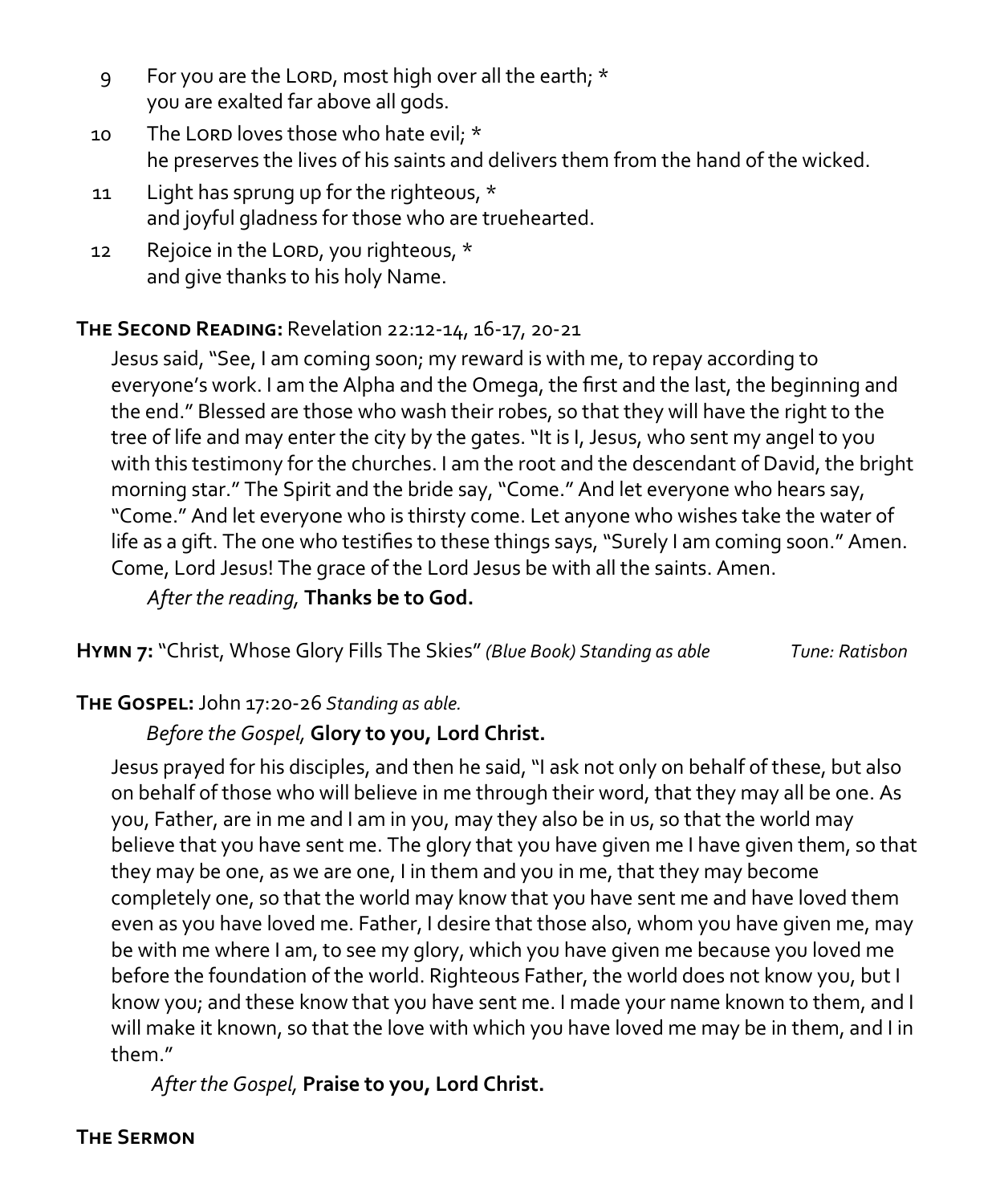9 For you are the LORD, most high over all the earth; *
you are exalted far above all gods.

10 The LORD loves those who hate evil; *
he preserves the lives of his saints and delivers them from the hand of the wicked.

11 Light has sprung up for the righteous, *
and joyful gladness for those who are truehearted.

12 Rejoice in the LORD, you righteous, *
and give thanks to his holy Name.

**THE SECOND READING:** Revelation 22:12-14, 16-17, 20-21

Jesus said, "See, I am coming soon; my reward is with me, to repay according to everyone's work. I am the Alpha and the Omega, the first and the last, the beginning and the end." Blessed are those who wash their robes, so that they will have the right to the tree of life and may enter the city by the gates. "It is I, Jesus, who sent my angel to you with this testimony for the churches. I am the root and the descendant of David, the bright morning star." The Spirit and the bride say, "Come." And let everyone who hears say, "Come." And let everyone who is thirsty come. Let anyone who wishes take the water of life as a gift. The one who testifies to these things says, "Surely I am coming soon." Amen. Come, Lord Jesus! The grace of the Lord Jesus be with all the saints. Amen.

*After the reading,* **Thanks be to God.**

**HYMN 7:** "Christ, Whose Glory Fills The Skies" *(Blue Book) Standing as able* *Tune: Ratisbon*

**THE GOSPEL:** John 17:20-26 *Standing as able.*

*Before the Gospel,* **Glory to you, Lord Christ.**

Jesus prayed for his disciples, and then he said, "I ask not only on behalf of these, but also on behalf of those who will believe in me through their word, that they may all be one. As you, Father, are in me and I am in you, may they also be in us, so that the world may believe that you have sent me. The glory that you have given me I have given them, so that they may be one, as we are one, I in them and you in me, that they may become completely one, so that the world may know that you have sent me and have loved them even as you have loved me. Father, I desire that those also, whom you have given me, may be with me where I am, to see my glory, which you have given me because you loved me before the foundation of the world. Righteous Father, the world does not know you, but I know you; and these know that you have sent me. I made your name known to them, and I will make it known, so that the love with which you have loved me may be in them, and I in them."

*After the Gospel,* **Praise to you, Lord Christ.**

**THE SERMON**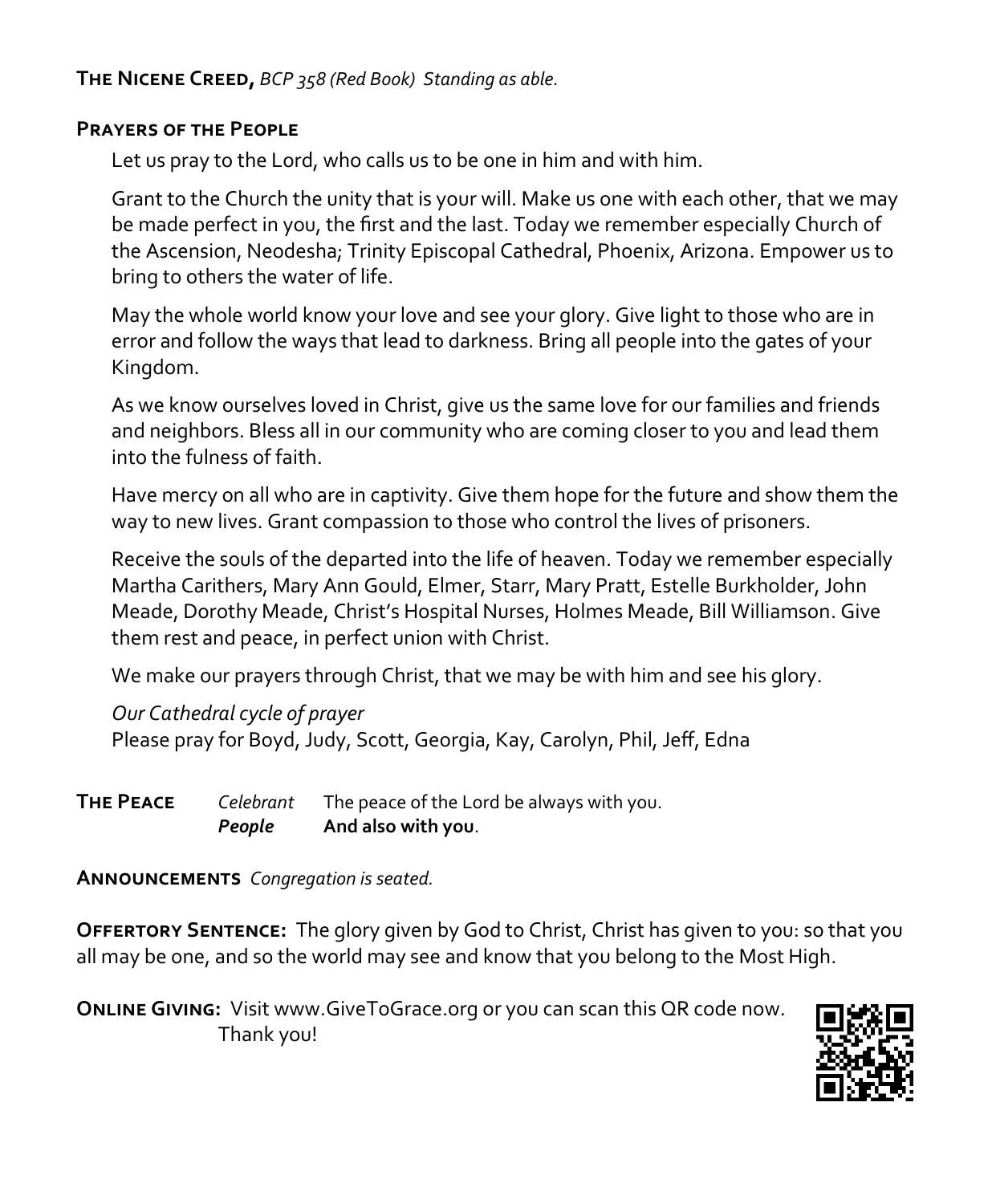**THE NICENE CREED,** *BCP 358 (Red Book) Standing as able.*

**PRAYERS OF THE PEOPLE**

Let us pray to the Lord, who calls us to be one in him and with him.

Grant to the Church the unity that is your will. Make us one with each other, that we may be made perfect in you, the first and the last. Today we remember especially Church of the Ascension, Neodesha; Trinity Episcopal Cathedral, Phoenix, Arizona. Empower us to bring to others the water of life.

May the whole world know your love and see your glory. Give light to those who are in error and follow the ways that lead to darkness. Bring all people into the gates of your Kingdom.

As we know ourselves loved in Christ, give us the same love for our families and friends and neighbors. Bless all in our community who are coming closer to you and lead them into the fulness of faith.

Have mercy on all who are in captivity. Give them hope for the future and show them the way to new lives. Grant compassion to those who control the lives of prisoners.

Receive the souls of the departed into the life of heaven. Today we remember especially Martha Carithers, Mary Ann Gould, Elmer, Starr, Mary Pratt, Estelle Burkholder, John Meade, Dorothy Meade, Christ's Hospital Nurses, Holmes Meade, Bill Williamson. Give them rest and peace, in perfect union with Christ.

We make our prayers through Christ, that we may be with him and see his glory.

*Our Cathedral cycle of prayer*
Please pray for Boyd, Judy, Scott, Georgia, Kay, Carolyn, Phil, Jeff, Edna

**THE PEACE** *Celebrant* The peace of the Lord be always with you.
***People*** **And also with you**.

**ANNOUNCEMENTS** *Congregation is seated.*

**OFFERTORY SENTENCE:** The glory given by God to Christ, Christ has given to you: so that you all may be one, and so the world may see and know that you belong to the Most High.

**ONLINE GIVING:** Visit www.GiveToGrace.org or you can scan this QR code now. Thank you!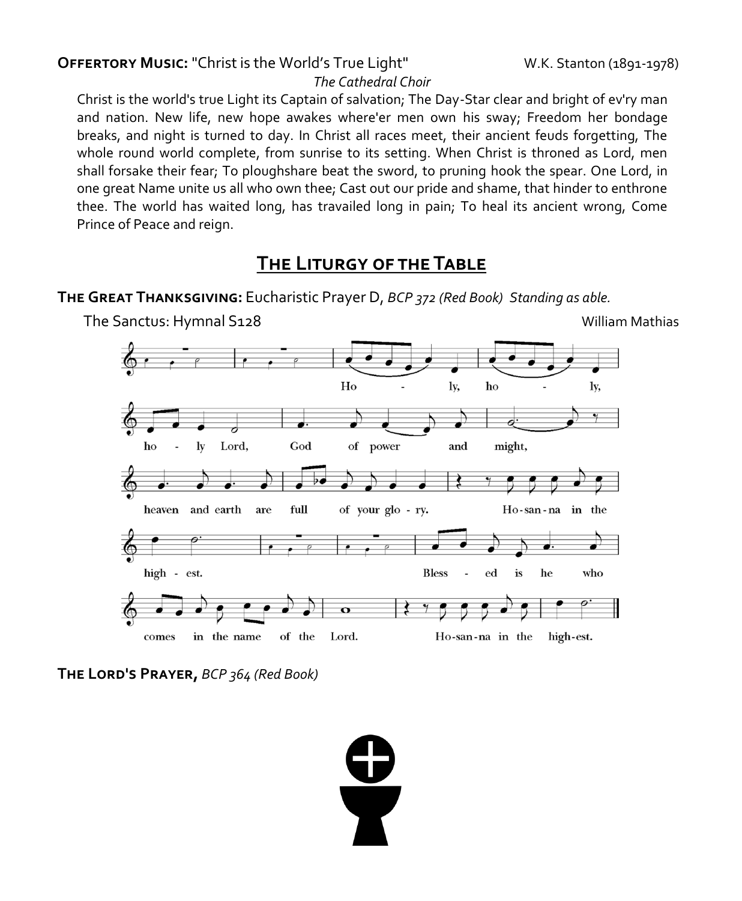**OFFERTORY MUSIC:** "Christ is the World's True Light" W.K. Stanton (1891-1978)

*The Cathedral Choir*

Christ is the world's true Light its Captain of salvation; The Day-Star clear and bright of ev'ry man and nation. New life, new hope awakes where'er men own his sway; Freedom her bondage breaks, and night is turned to day. In Christ all races meet, their ancient feuds forgetting, The whole round world complete, from sunrise to its setting. When Christ is throned as Lord, men shall forsake their fear; To ploughshare beat the sword, to pruning hook the spear. One Lord, in one great Name unite us all who own thee; Cast out our pride and shame, that hinder to enthrone thee. The world has waited long, has travailed long in pain; To heal its ancient wrong, Come Prince of Peace and reign.

## THE LITURGY OF THE TABLE

**THE GREAT THANKSGIVING:** Eucharistic Prayer D, *BCP 372 (Red Book) Standing as able.*

The Sanctus: Hymnal S128 William Mathias

Holy, holy, holy Lord, God of power and might, heaven and earth are full of your glory. Hosanna in the highest. Blessed is he who comes in the name of the Lord. Hosanna in the highest.

**THE LORD'S PRAYER,** *BCP 364 (Red Book)*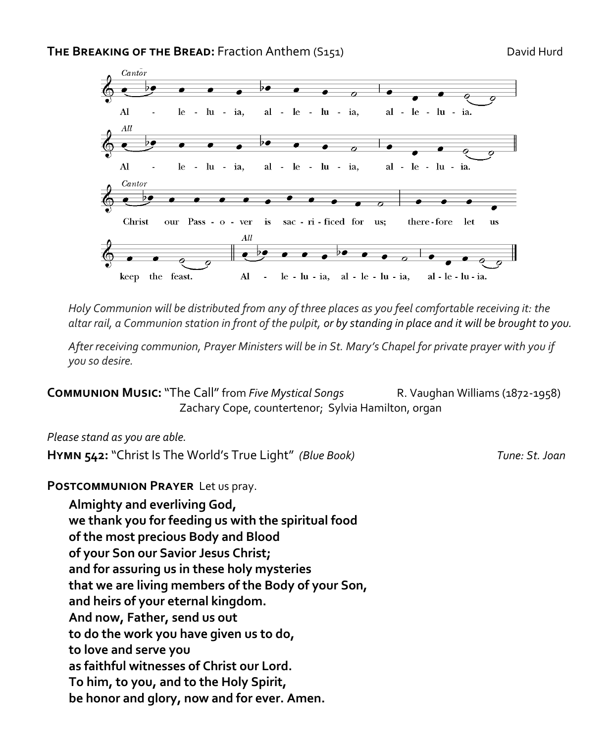**THE BREAKING OF THE BREAD:** Fraction Anthem (S151) David Hurd

*Cantor*

Al - le - lu - ia, al - le - lu - ia, al - le - lu - ia.

*All*

Al - le - lu - ia, al - le - lu - ia, al - le - lu - ia.

*Cantor*

Christ our Pass - o - ver is sac - ri - ficed for us; there - fore let us keep the feast.

*All*

Al - le - lu - ia, al - le - lu - ia, al - le - lu - ia.

*Holy Communion will be distributed from any of three places as you feel comfortable receiving it: the altar rail, a Communion station in front of the pulpit, or by standing in place and it will be brought to you.*

*After receiving communion, Prayer Ministers will be in St. Mary's Chapel for private prayer with you if you so desire.*

**COMMUNION MUSIC:** "The Call" from *Five Mystical Songs* R. Vaughan Williams (1872-1958)
Zachary Cope, countertenor; Sylvia Hamilton, organ

*Please stand as you are able.*

**HYMN 542:** "Christ Is The World's True Light" *(Blue Book)* *Tune: St. Joan*

**POSTCOMMUNION PRAYER** Let us pray.

**Almighty and everliving God,**
**we thank you for feeding us with the spiritual food**
**of the most precious Body and Blood**
**of your Son our Savior Jesus Christ;**
**and for assuring us in these holy mysteries**
**that we are living members of the Body of your Son,**
**and heirs of your eternal kingdom.**
**And now, Father, send us out**
**to do the work you have given us to do,**
**to love and serve you**
**as faithful witnesses of Christ our Lord.**
**To him, to you, and to the Holy Spirit,**
**be honor and glory, now and for ever. Amen.**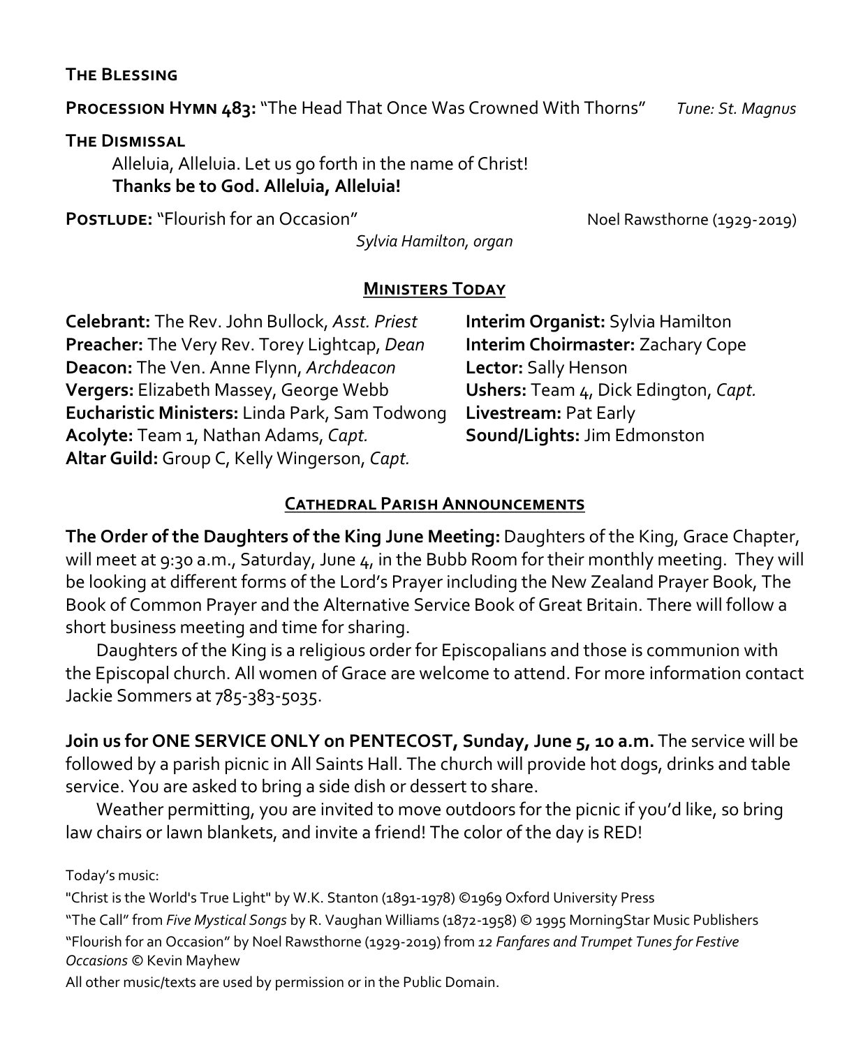**THE BLESSING**

**PROCESSION HYMN 483:** "The Head That Once Was Crowned With Thorns" *Tune: St. Magnus*

**THE DISMISSAL**

Alleluia, Alleluia. Let us go forth in the name of Christ!
**Thanks be to God. Alleluia, Alleluia!**

**POSTLUDE:** "Flourish for an Occasion" Noel Rawsthorne (1929-2019)
*Sylvia Hamilton, organ*

## MINISTERS TODAY

**Celebrant:** The Rev. John Bullock, *Asst. Priest*
**Preacher:** The Very Rev. Torey Lightcap, *Dean*
**Deacon:** The Ven. Anne Flynn, *Archdeacon*
**Vergers:** Elizabeth Massey, George Webb
**Eucharistic Ministers:** Linda Park, Sam Todwong
**Acolyte:** Team 1, Nathan Adams, *Capt.*
**Altar Guild:** Group C, Kelly Wingerson, *Capt.*
**Interim Organist:** Sylvia Hamilton
**Interim Choirmaster:** Zachary Cope
**Lector:** Sally Henson
**Ushers:** Team 4, Dick Edington, *Capt.*
**Livestream:** Pat Early
**Sound/Lights:** Jim Edmonston

## CATHEDRAL PARISH ANNOUNCEMENTS

**The Order of the Daughters of the King June Meeting:** Daughters of the King, Grace Chapter, will meet at 9:30 a.m., Saturday, June 4, in the Bubb Room for their monthly meeting. They will be looking at different forms of the Lord's Prayer including the New Zealand Prayer Book, The Book of Common Prayer and the Alternative Service Book of Great Britain. There will follow a short business meeting and time for sharing.

Daughters of the King is a religious order for Episcopalians and those is communion with the Episcopal church. All women of Grace are welcome to attend. For more information contact Jackie Sommers at 785-383-5035.

**Join us for ONE SERVICE ONLY on PENTECOST, Sunday, June 5, 10 a.m.** The service will be followed by a parish picnic in All Saints Hall. The church will provide hot dogs, drinks and table service. You are asked to bring a side dish or dessert to share.

Weather permitting, you are invited to move outdoors for the picnic if you'd like, so bring law chairs or lawn blankets, and invite a friend! The color of the day is RED!

Today's music:
"Christ is the World's True Light" by W.K. Stanton (1891-1978) ©1969 Oxford University Press
"The Call" from *Five Mystical Songs* by R. Vaughan Williams (1872-1958) © 1995 MorningStar Music Publishers
"Flourish for an Occasion" by Noel Rawsthorne (1929-2019) from *12 Fanfares and Trumpet Tunes for Festive Occasions* © Kevin Mayhew
All other music/texts are used by permission or in the Public Domain.